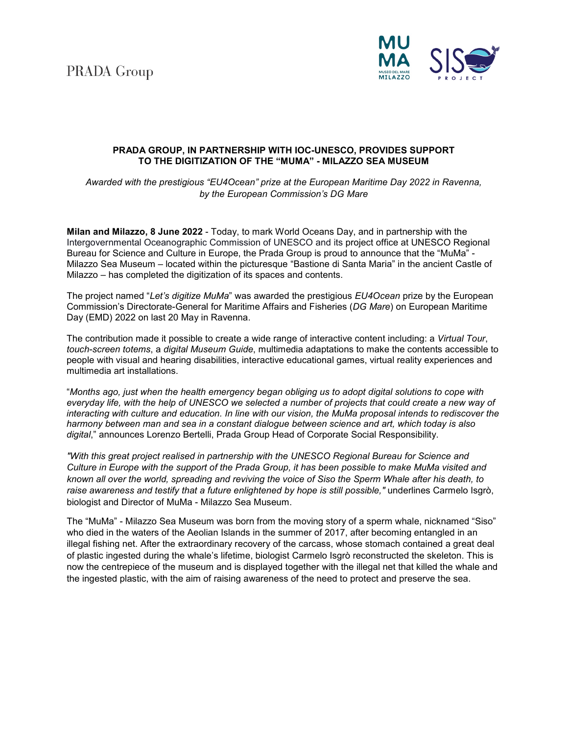# PRADA GROUP, IN PARTNERSHIP WITH IOC-UNESCO, PROVIDES SUPPORT TO THE DIGITIZATION OF THE "MUMA" - MILAZZO SEA MUSEUM

*Awarded with the prestigious "EU4Ocean" prize at the European Maritime Day 2022 in Ravenna, by the European Commission's DG Mare*

**Milan and Milazzo, 8 June 2022** - Today, to mark World Oceans Day, and in partnership with the Intergovernmental Oceanographic Commission of UNESCO and its project office at UNESCO Regional Bureau for Science and Culture in Europe, the Prada Group is proud to announce that the "MuMa" - Milazzo Sea Museum – located within the picturesque "Bastione di Santa Maria" in the ancient Castle of Milazzo – has completed the digitization of its spaces and contents.

The project named "*Let's digitize MuMa*" was awarded the prestigious *EU4Ocean* prize by the European Commission's Directorate-General for Maritime Affairs and Fisheries (*DG Mare*) on European Maritime Day (EMD) 2022 on last 20 May in Ravenna.

The contribution made it possible to create a wide range of interactive content including: a *Virtual Tour*, *touch-screen totems*, a *digital Museum Guide*, multimedia adaptations to make the contents accessible to people with visual and hearing disabilities, interactive educational games, virtual reality experiences and multimedia art installations.

"*Months ago, just when the health emergency began obliging us to adopt digital solutions to cope with everyday life, with the help of UNESCO we selected a number of projects that could create a new way of interacting with culture and education. In line with our vision, the MuMa proposal intends to rediscover the harmony between man and sea in a constant dialogue between science and art, which today is also digital*," announces Lorenzo Bertelli, Prada Group Head of Corporate Social Responsibility.

*"With this great project realised in partnership with the UNESCO Regional Bureau for Science and Culture in Europe with the support of the Prada Group, it has been possible to make MuMa visited and known all over the world, spreading and reviving the voice of Siso the Sperm Whale after his death, to raise awareness and testify that a future enlightened by hope is still possible,"* underlines Carmelo Isgrò, biologist and Director of MuMa - Milazzo Sea Museum.

The "MuMa" - Milazzo Sea Museum was born from the moving story of a sperm whale, nicknamed "Siso" who died in the waters of the Aeolian Islands in the summer of 2017, after becoming entangled in an illegal fishing net. After the extraordinary recovery of the carcass, whose stomach contained a great deal of plastic ingested during the whale's lifetime, biologist Carmelo Isgrò reconstructed the skeleton. This is now the centrepiece of the museum and is displayed together with the illegal net that killed the whale and the ingested plastic, with the aim of raising awareness of the need to protect and preserve the sea.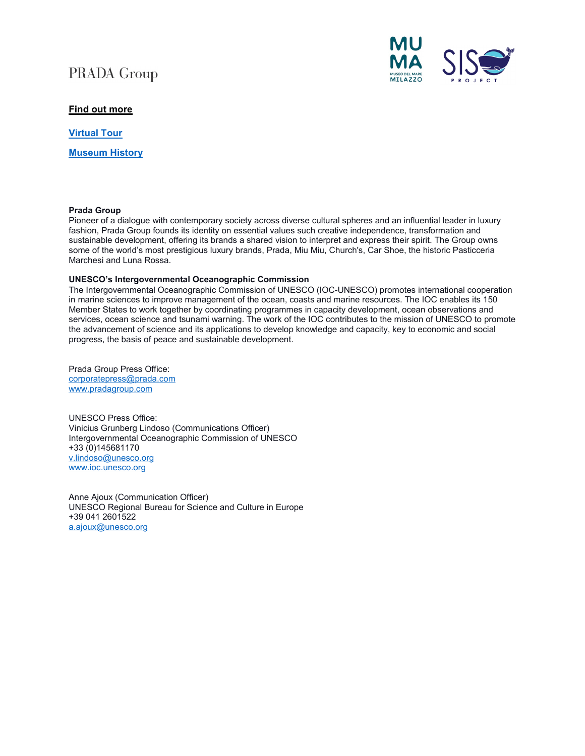PRADA Group

**Find out more**

**Virtual Tour**

**Museum History**

**Prada Group**
Pioneer of a dialogue with contemporary society across diverse cultural spheres and an influential leader in luxury fashion, Prada Group founds its identity on essential values such creative independence, transformation and sustainable development, offering its brands a shared vision to interpret and express their spirit. The Group owns some of the world's most prestigious luxury brands, Prada, Miu Miu, Church's, Car Shoe, the historic Pasticceria Marchesi and Luna Rossa.

**UNESCO's Intergovernmental Oceanographic Commission**
The Intergovernmental Oceanographic Commission of UNESCO (IOC-UNESCO) promotes international cooperation in marine sciences to improve management of the ocean, coasts and marine resources. The IOC enables its 150 Member States to work together by coordinating programmes in capacity development, ocean observations and services, ocean science and tsunami warning. The work of the IOC contributes to the mission of UNESCO to promote the advancement of science and its applications to develop knowledge and capacity, key to economic and social progress, the basis of peace and sustainable development.

Prada Group Press Office:
corporatepress@prada.com
www.pradagroup.com

UNESCO Press Office:
Vinicius Grunberg Lindoso (Communications Officer)
Intergovernmental Oceanographic Commission of UNESCO
+33 (0)145681170
v.lindoso@unesco.org
www.ioc.unesco.org

Anne Ajoux (Communication Officer)
UNESCO Regional Bureau for Science and Culture in Europe
+39 041 2601522
a.ajoux@unesco.org